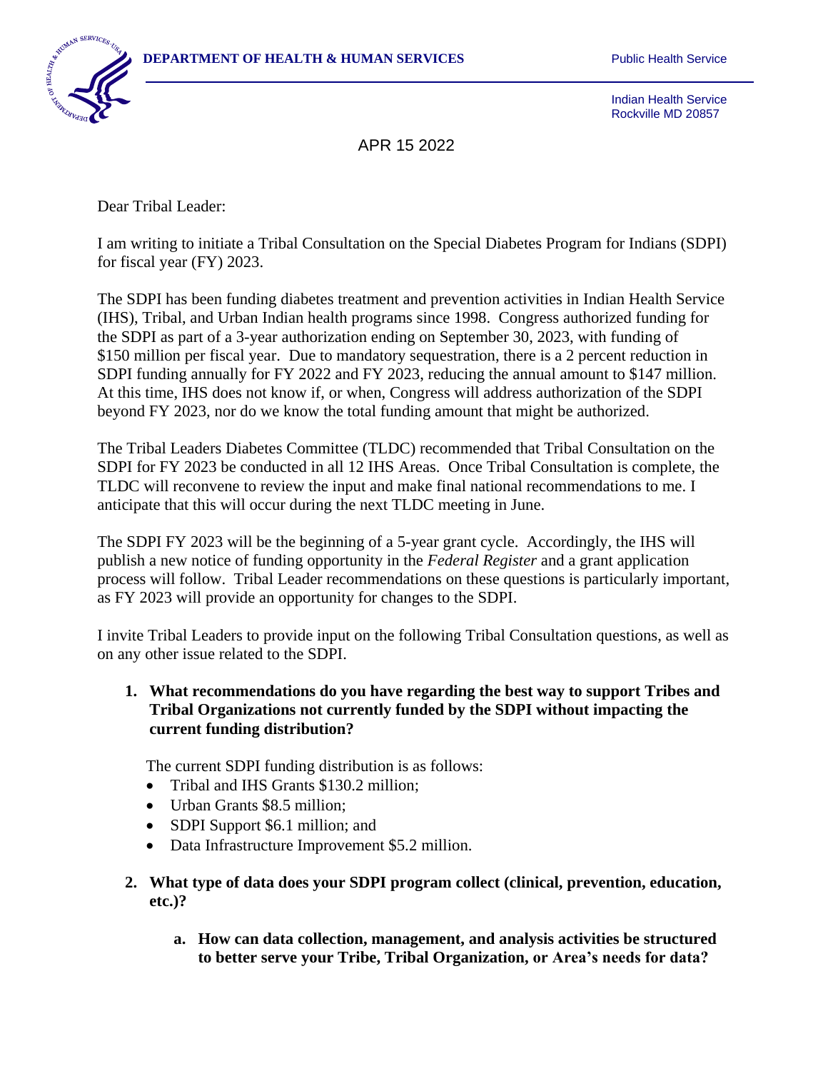**DEPARTMENT OF HEALTH & HUMAN SERVICES**

Public Health Service

Indian Health Service
Rockville MD 20857

APR 15 2022

Dear Tribal Leader:

I am writing to initiate a Tribal Consultation on the Special Diabetes Program for Indians (SDPI) for fiscal year (FY) 2023.

The SDPI has been funding diabetes treatment and prevention activities in Indian Health Service (IHS), Tribal, and Urban Indian health programs since 1998. Congress authorized funding for the SDPI as part of a 3-year authorization ending on September 30, 2023, with funding of $150 million per fiscal year. Due to mandatory sequestration, there is a 2 percent reduction in SDPI funding annually for FY 2022 and FY 2023, reducing the annual amount to $147 million. At this time, IHS does not know if, or when, Congress will address authorization of the SDPI beyond FY 2023, nor do we know the total funding amount that might be authorized.

The Tribal Leaders Diabetes Committee (TLDC) recommended that Tribal Consultation on the SDPI for FY 2023 be conducted in all 12 IHS Areas. Once Tribal Consultation is complete, the TLDC will reconvene to review the input and make final national recommendations to me. I anticipate that this will occur during the next TLDC meeting in June.

The SDPI FY 2023 will be the beginning of a 5-year grant cycle. Accordingly, the IHS will publish a new notice of funding opportunity in the *Federal Register* and a grant application process will follow. Tribal Leader recommendations on these questions is particularly important, as FY 2023 will provide an opportunity for changes to the SDPI.

I invite Tribal Leaders to provide input on the following Tribal Consultation questions, as well as on any other issue related to the SDPI.

1. **What recommendations do you have regarding the best way to support Tribes and Tribal Organizations not currently funded by the SDPI without impacting the current funding distribution?**

   The current SDPI funding distribution is as follows:
   - Tribal and IHS Grants $130.2 million;
   - Urban Grants $8.5 million;
   - SDPI Support $6.1 million; and
   - Data Infrastructure Improvement $5.2 million.

2. **What type of data does your SDPI program collect (clinical, prevention, education, etc.)?**

   a. **How can data collection, management, and analysis activities be structured to better serve your Tribe, Tribal Organization, or Area's needs for data?**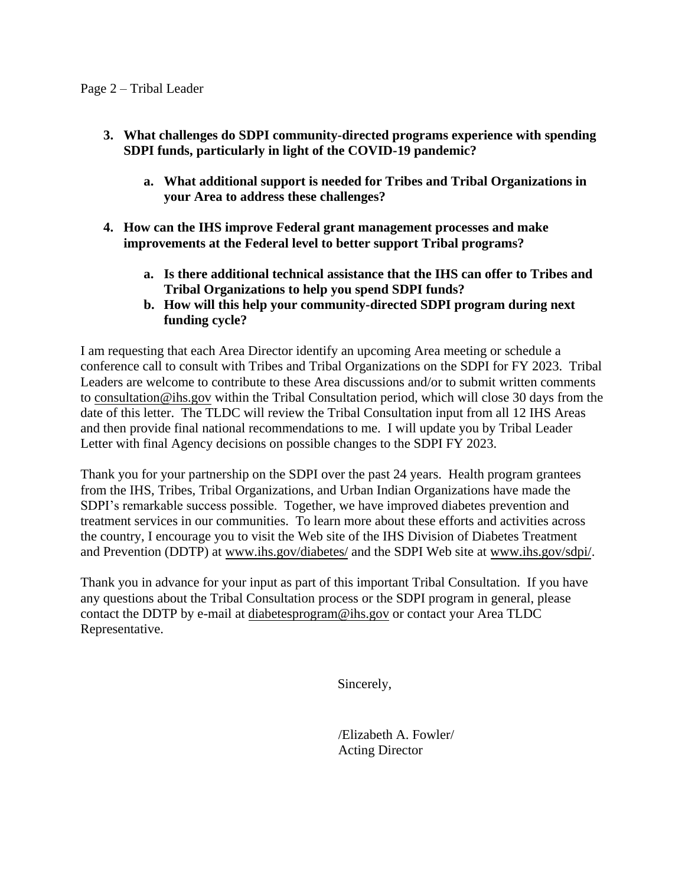3. **What challenges do SDPI community-directed programs experience with spending SDPI funds, particularly in light of the COVID-19 pandemic?**

    a. **What additional support is needed for Tribes and Tribal Organizations in your Area to address these challenges?**

4. **How can the IHS improve Federal grant management processes and make improvements at the Federal level to better support Tribal programs?**

    a. **Is there additional technical assistance that the IHS can offer to Tribes and Tribal Organizations to help you spend SDPI funds?**
    b. **How will this help your community-directed SDPI program during next funding cycle?**

I am requesting that each Area Director identify an upcoming Area meeting or schedule a conference call to consult with Tribes and Tribal Organizations on the SDPI for FY 2023. Tribal Leaders are welcome to contribute to these Area discussions and/or to submit written comments to consultation@ihs.gov within the Tribal Consultation period, which will close 30 days from the date of this letter. The TLDC will review the Tribal Consultation input from all 12 IHS Areas and then provide final national recommendations to me. I will update you by Tribal Leader Letter with final Agency decisions on possible changes to the SDPI FY 2023.

Thank you for your partnership on the SDPI over the past 24 years. Health program grantees from the IHS, Tribes, Tribal Organizations, and Urban Indian Organizations have made the SDPI's remarkable success possible. Together, we have improved diabetes prevention and treatment services in our communities. To learn more about these efforts and activities across the country, I encourage you to visit the Web site of the IHS Division of Diabetes Treatment and Prevention (DDTP) at www.ihs.gov/diabetes/ and the SDPI Web site at www.ihs.gov/sdpi/.

Thank you in advance for your input as part of this important Tribal Consultation. If you have any questions about the Tribal Consultation process or the SDPI program in general, please contact the DDTP by e-mail at diabetesprogram@ihs.gov or contact your Area TLDC Representative.

Sincerely,

/Elizabeth A. Fowler/
Acting Director